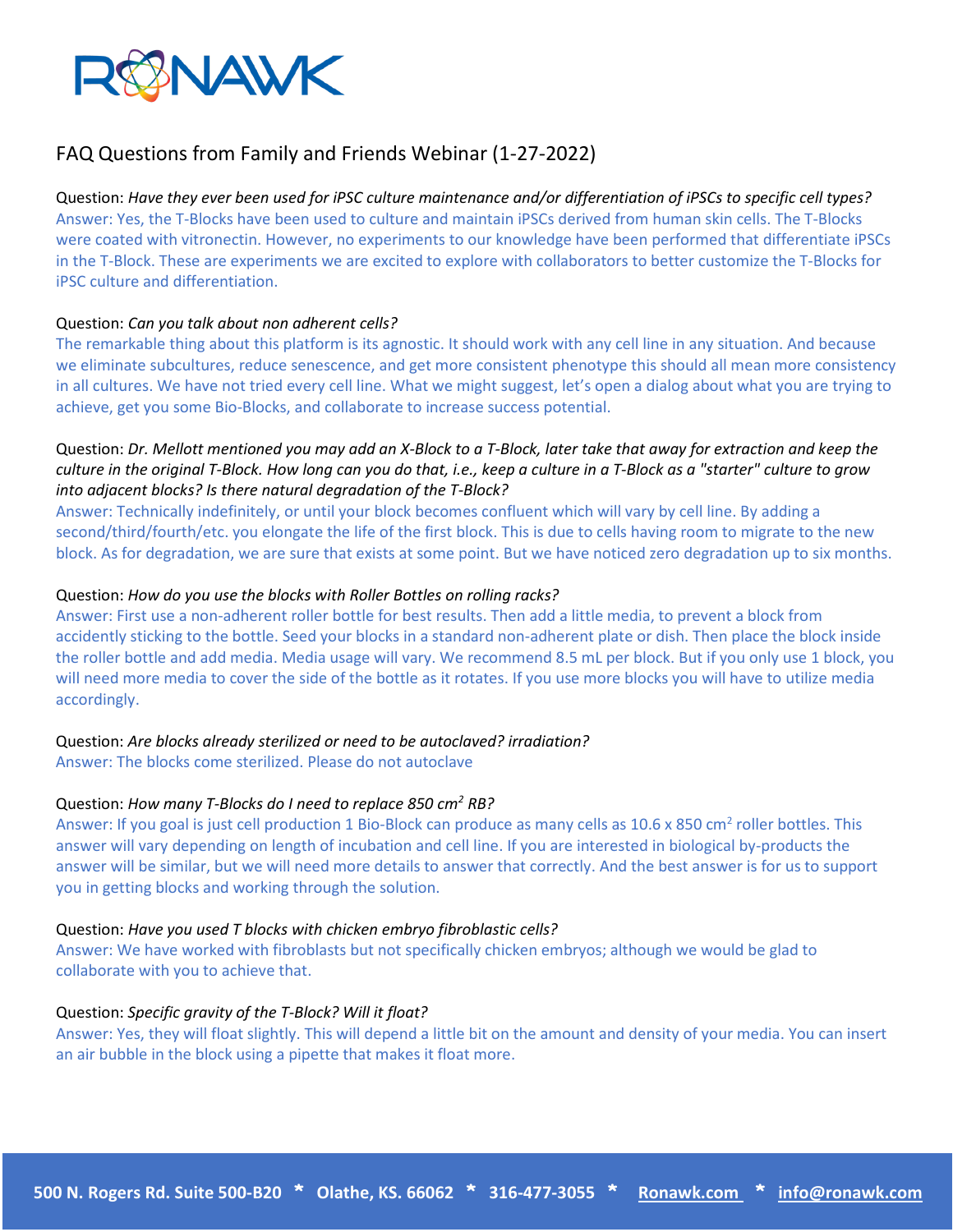# FAQ Questions from Family and Friends Webinar (1-27-2022)

Question: *Have they ever been used for iPSC culture maintenance and/or differentiation of iPSCs to specific cell types?*
Answer: Yes, the T-Blocks have been used to culture and maintain iPSCs derived from human skin cells. The T-Blocks were coated with vitronectin. However, no experiments to our knowledge have been performed that differentiate iPSCs in the T-Block. These are experiments we are excited to explore with collaborators to better customize the T-Blocks for iPSC culture and differentiation.

Question: *Can you talk about non adherent cells?*
The remarkable thing about this platform is its agnostic. It should work with any cell line in any situation. And because we eliminate subcultures, reduce senescence, and get more consistent phenotype this should all mean more consistency in all cultures. We have not tried every cell line. What we might suggest, let's open a dialog about what you are trying to achieve, get you some Bio-Blocks, and collaborate to increase success potential.

Question: *Dr. Mellott mentioned you may add an X-Block to a T-Block, later take that away for extraction and keep the culture in the original T-Block. How long can you do that, i.e., keep a culture in a T-Block as a "starter" culture to grow into adjacent blocks? Is there natural degradation of the T-Block?*
Answer: Technically indefinitely, or until your block becomes confluent which will vary by cell line. By adding a second/third/fourth/etc. you elongate the life of the first block. This is due to cells having room to migrate to the new block. As for degradation, we are sure that exists at some point. But we have noticed zero degradation up to six months.

Question: *How do you use the blocks with Roller Bottles on rolling racks?*
Answer: First use a non-adherent roller bottle for best results. Then add a little media, to prevent a block from accidently sticking to the bottle. Seed your blocks in a standard non-adherent plate or dish. Then place the block inside the roller bottle and add media. Media usage will vary. We recommend 8.5 mL per block. But if you only use 1 block, you will need more media to cover the side of the bottle as it rotates. If you use more blocks you will have to utilize media accordingly.

Question: *Are blocks already sterilized or need to be autoclaved? irradiation?*
Answer: The blocks come sterilized. Please do not autoclave

Question: *How many T-Blocks do I need to replace 850 $cm^2$ RB?*
Answer: If you goal is just cell production 1 Bio-Block can produce as many cells as 10.6 x 850 $cm^2$ roller bottles. This answer will vary depending on length of incubation and cell line. If you are interested in biological by-products the answer will be similar, but we will need more details to answer that correctly. And the best answer is for us to support you in getting blocks and working through the solution.

Question: *Have you used T blocks with chicken embryo fibroblastic cells?*
Answer: We have worked with fibroblasts but not specifically chicken embryos; although we would be glad to collaborate with you to achieve that.

Question: *Specific gravity of the T-Block? Will it float?*
Answer: Yes, they will float slightly. This will depend a little bit on the amount and density of your media. You can insert an air bubble in the block using a pipette that makes it float more.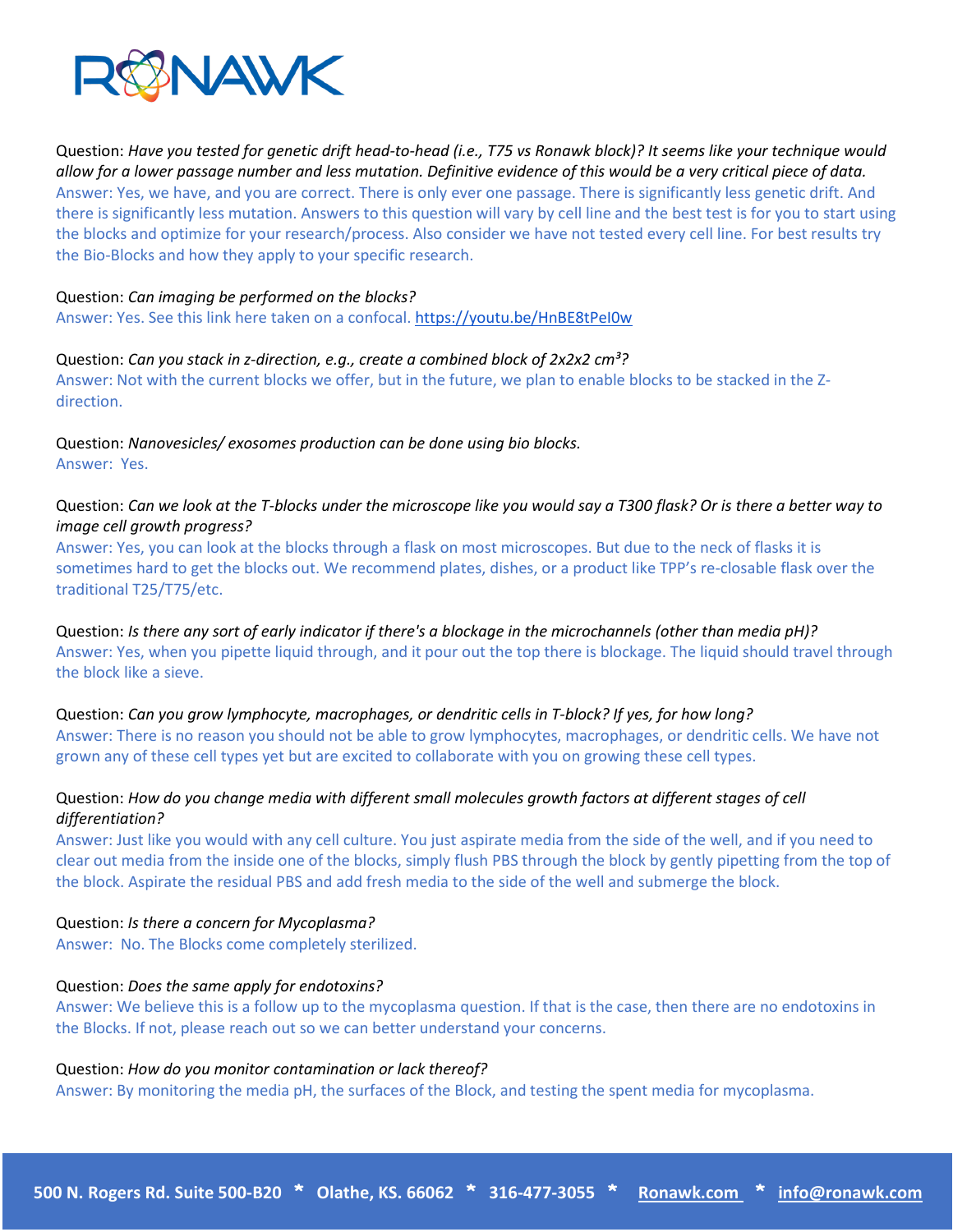Question: *Have you tested for genetic drift head-to-head (i.e., T75 vs Ronawk block)? It seems like your technique would allow for a lower passage number and less mutation. Definitive evidence of this would be a very critical piece of data.*
Answer: Yes, we have, and you are correct. There is only ever one passage. There is significantly less genetic drift. And there is significantly less mutation. Answers to this question will vary by cell line and the best test is for you to start using the blocks and optimize for your research/process. Also consider we have not tested every cell line. For best results try the Bio-Blocks and how they apply to your specific research.

Question: *Can imaging be performed on the blocks?*
Answer: Yes. See this link here taken on a confocal. https://youtu.be/HnBE8tPeI0w

Question: *Can you stack in z-direction, e.g., create a combined block of 2x2x2 cm³?*
Answer: Not with the current blocks we offer, but in the future, we plan to enable blocks to be stacked in the Z-direction.

Question: *Nanovesicles/ exosomes production can be done using bio blocks.*
Answer: Yes.

Question: *Can we look at the T-blocks under the microscope like you would say a T300 flask? Or is there a better way to image cell growth progress?*
Answer: Yes, you can look at the blocks through a flask on most microscopes. But due to the neck of flasks it is sometimes hard to get the blocks out. We recommend plates, dishes, or a product like TPP's re-closable flask over the traditional T25/T75/etc.

Question: *Is there any sort of early indicator if there's a blockage in the microchannels (other than media pH)?*
Answer: Yes, when you pipette liquid through, and it pour out the top there is blockage. The liquid should travel through the block like a sieve.

Question: *Can you grow lymphocyte, macrophages, or dendritic cells in T-block? If yes, for how long?*
Answer: There is no reason you should not be able to grow lymphocytes, macrophages, or dendritic cells. We have not grown any of these cell types yet but are excited to collaborate with you on growing these cell types.

Question: *How do you change media with different small molecules growth factors at different stages of cell differentiation?*
Answer: Just like you would with any cell culture. You just aspirate media from the side of the well, and if you need to clear out media from the inside one of the blocks, simply flush PBS through the block by gently pipetting from the top of the block. Aspirate the residual PBS and add fresh media to the side of the well and submerge the block.

Question: *Is there a concern for Mycoplasma?*
Answer: No. The Blocks come completely sterilized.

Question: *Does the same apply for endotoxins?*
Answer: We believe this is a follow up to the mycoplasma question. If that is the case, then there are no endotoxins in the Blocks. If not, please reach out so we can better understand your concerns.

Question: *How do you monitor contamination or lack thereof?*
Answer: By monitoring the media pH, the surfaces of the Block, and testing the spent media for mycoplasma.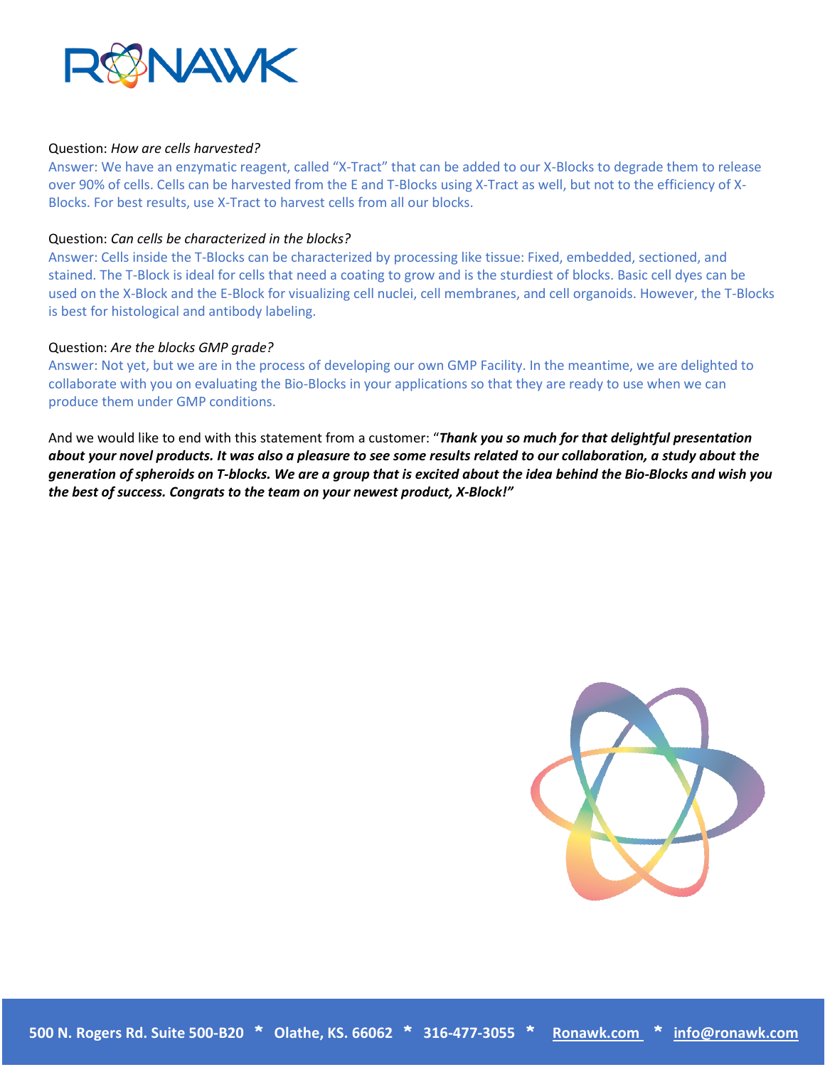Question: *How are cells harvested?*

Answer: We have an enzymatic reagent, called "X-Tract" that can be added to our X-Blocks to degrade them to release over 90% of cells. Cells can be harvested from the E and T-Blocks using X-Tract as well, but not to the efficiency of X-Blocks. For best results, use X-Tract to harvest cells from all our blocks.

Question: *Can cells be characterized in the blocks?*

Answer: Cells inside the T-Blocks can be characterized by processing like tissue: Fixed, embedded, sectioned, and stained. The T-Block is ideal for cells that need a coating to grow and is the sturdiest of blocks. Basic cell dyes can be used on the X-Block and the E-Block for visualizing cell nuclei, cell membranes, and cell organoids. However, the T-Blocks is best for histological and antibody labeling.

Question: *Are the blocks GMP grade?*

Answer: Not yet, but we are in the process of developing our own GMP Facility. In the meantime, we are delighted to collaborate with you on evaluating the Bio-Blocks in your applications so that they are ready to use when we can produce them under GMP conditions.

And we would like to end with this statement from a customer: "***Thank you so much for that delightful presentation about your novel products. It was also a pleasure to see some results related to our collaboration, a study about the generation of spheroids on T-blocks. We are a group that is excited about the idea behind the Bio-Blocks and wish you the best of success. Congrats to the team on your newest product, X-Block!"***

**500 N. Rogers Rd. Suite 500-B20 * Olathe, KS. 66062 * 316-477-3055 * Ronawk.com * info@ronawk.com**